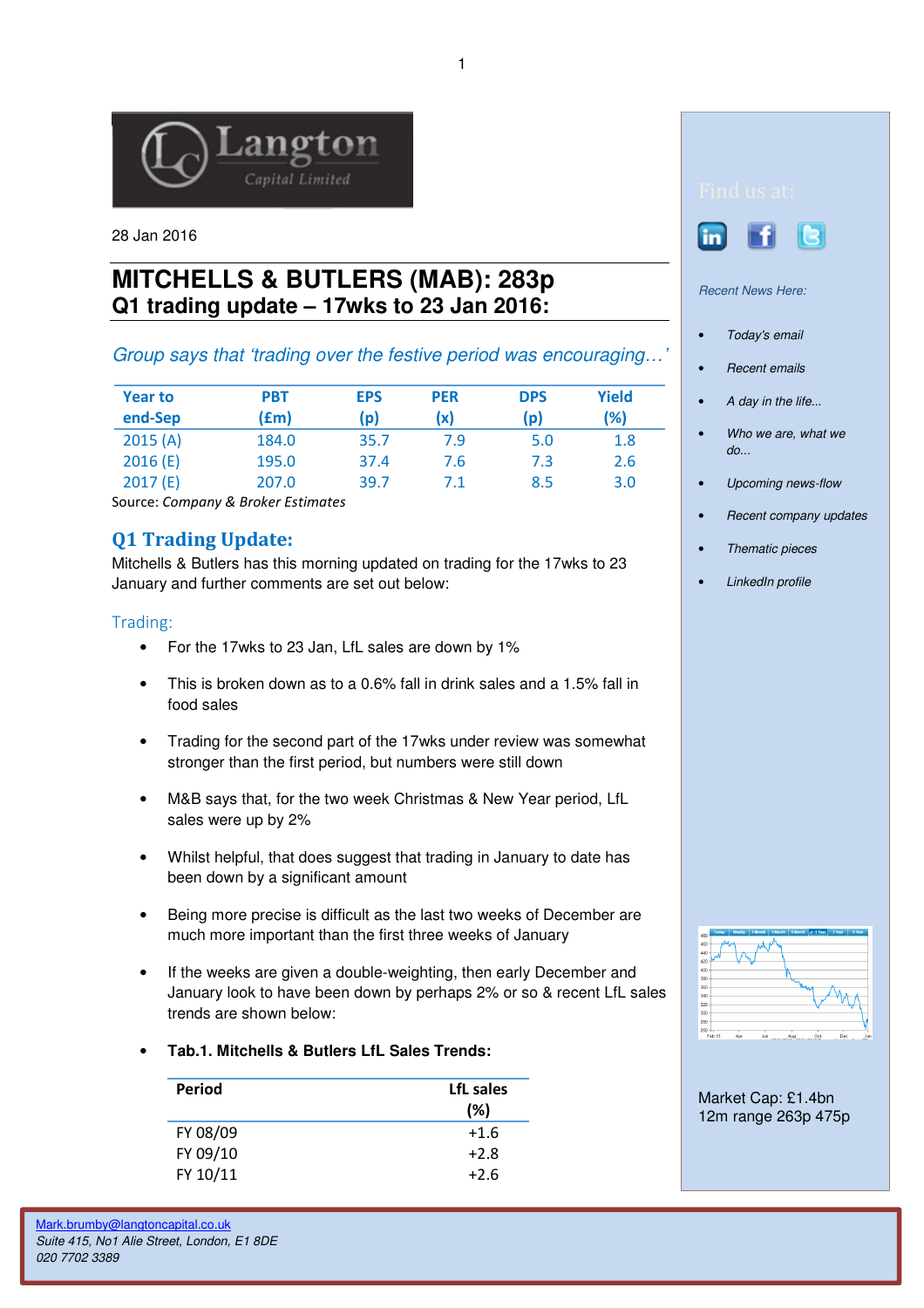Langton Capital Limited

28 Jan 2016

# MITCHELLS & BUTLERS (MAB): 283p
## Q1 trading update – 17wks to 23 Jan 2016:

*Group says that 'trading over the festive period was encouraging…'*

| Year to end-Sep | PBT (£m) | EPS (p) | PER (x) | DPS (p) | Yield (%) |
|---|---|---|---|---|---|
| 2015 (A) | 184.0 | 35.7 | 7.9 | 5.0 | 1.8 |
| 2016 (E) | 195.0 | 37.4 | 7.6 | 7.3 | 2.6 |
| 2017 (E) | 207.0 | 39.7 | 7.1 | 8.5 | 3.0 |

Source: *Company & Broker Estimates*

## Q1 Trading Update:

Mitchells & Butlers has this morning updated on trading for the 17wks to 23 January and further comments are set out below:

### Trading:

- For the 17wks to 23 Jan, LfL sales are down by 1%
- This is broken down as to a 0.6% fall in drink sales and a 1.5% fall in food sales
- Trading for the second part of the 17wks under review was somewhat stronger than the first period, but numbers were still down
- M&B says that, for the two week Christmas & New Year period, LfL sales were up by 2%
- Whilst helpful, that does suggest that trading in January to date has been down by a significant amount
- Being more precise is difficult as the last two weeks of December are much more important than the first three weeks of January
- If the weeks are given a double-weighting, then early December and January look to have been down by perhaps 2% or so & recent LfL sales trends are shown below:
- **Tab.1. Mitchells & Butlers LfL Sales Trends:**

| Period | LfL sales (%) |
|---|---|
| FY 08/09 | +1.6 |
| FY 09/10 | +2.8 |
| FY 10/11 | +2.6 |

Find us at:

*Recent News Here:*

- *Today's email*
- *Recent emails*
- *A day in the life...*
- *Who we are, what we do...*
- *Upcoming news-flow*
- *Recent company updates*
- *Thematic pieces*
- *LinkedIn profile*

Market Cap: £1.4bn
12m range 263p 475p

Mark.brumby@langtoncapital.co.uk
*Suite 415, No1 Alie Street, London, E1 8DE*
*020 7702 3389*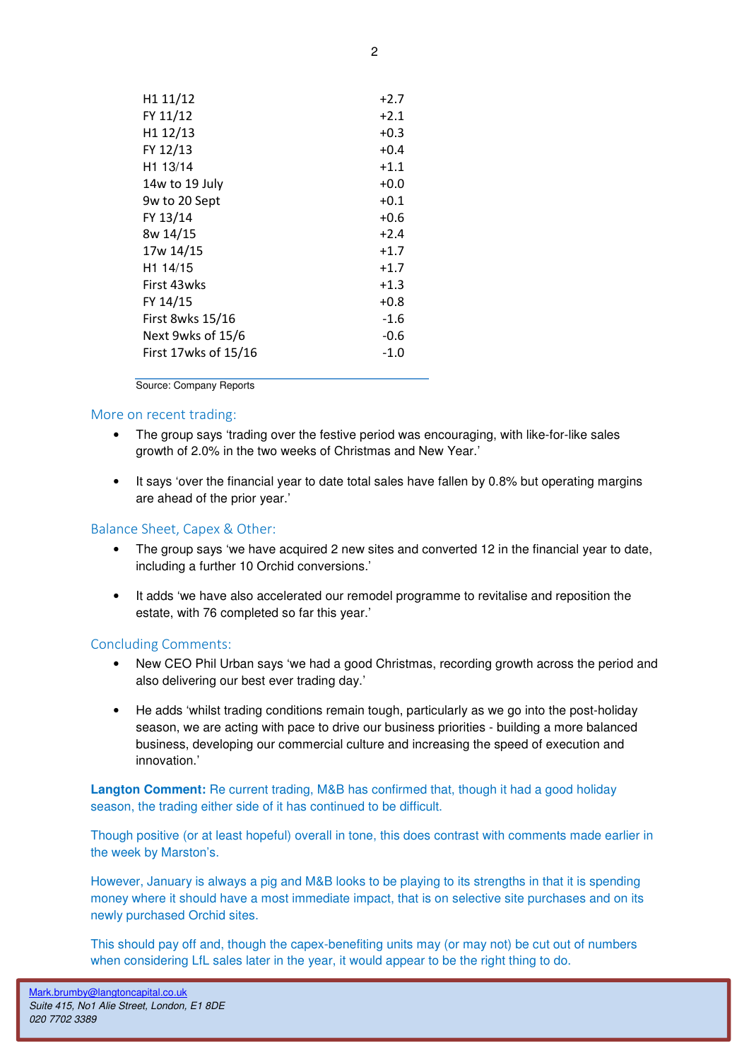| | |
|---|---|
| H1 11/12 | +2.7 |
| FY 11/12 | +2.1 |
| H1 12/13 | +0.3 |
| FY 12/13 | +0.4 |
| H1 13/14 | +1.1 |
| 14w to 19 July | +0.0 |
| 9w to 20 Sept | +0.1 |
| FY 13/14 | +0.6 |
| 8w 14/15 | +2.4 |
| 17w 14/15 | +1.7 |
| H1 14/15 | +1.7 |
| First 43wks | +1.3 |
| FY 14/15 | +0.8 |
| First 8wks 15/16 | -1.6 |
| Next 9wks of 15/6 | -0.6 |
| First 17wks of 15/16 | -1.0 |

Source: Company Reports

### More on recent trading:

- The group says 'trading over the festive period was encouraging, with like-for-like sales growth of 2.0% in the two weeks of Christmas and New Year.'
- It says 'over the financial year to date total sales have fallen by 0.8% but operating margins are ahead of the prior year.'

### Balance Sheet, Capex & Other:

- The group says 'we have acquired 2 new sites and converted 12 in the financial year to date, including a further 10 Orchid conversions.'
- It adds 'we have also accelerated our remodel programme to revitalise and reposition the estate, with 76 completed so far this year.'

### Concluding Comments:

- New CEO Phil Urban says 'we had a good Christmas, recording growth across the period and also delivering our best ever trading day.'
- He adds 'whilst trading conditions remain tough, particularly as we go into the post-holiday season, we are acting with pace to drive our business priorities - building a more balanced business, developing our commercial culture and increasing the speed of execution and innovation.'

**Langton Comment:** Re current trading, M&B has confirmed that, though it had a good holiday season, the trading either side of it has continued to be difficult.

Though positive (or at least hopeful) overall in tone, this does contrast with comments made earlier in the week by Marston's.

However, January is always a pig and M&B looks to be playing to its strengths in that it is spending money where it should have a most immediate impact, that is on selective site purchases and on its newly purchased Orchid sites.

This should pay off and, though the capex-benefiting units may (or may not) be cut out of numbers when considering LfL sales later in the year, it would appear to be the right thing to do.

Mark.brumby@langtoncapital.co.uk
*Suite 415, No1 Alie Street, London, E1 8DE*
*020 7702 3389*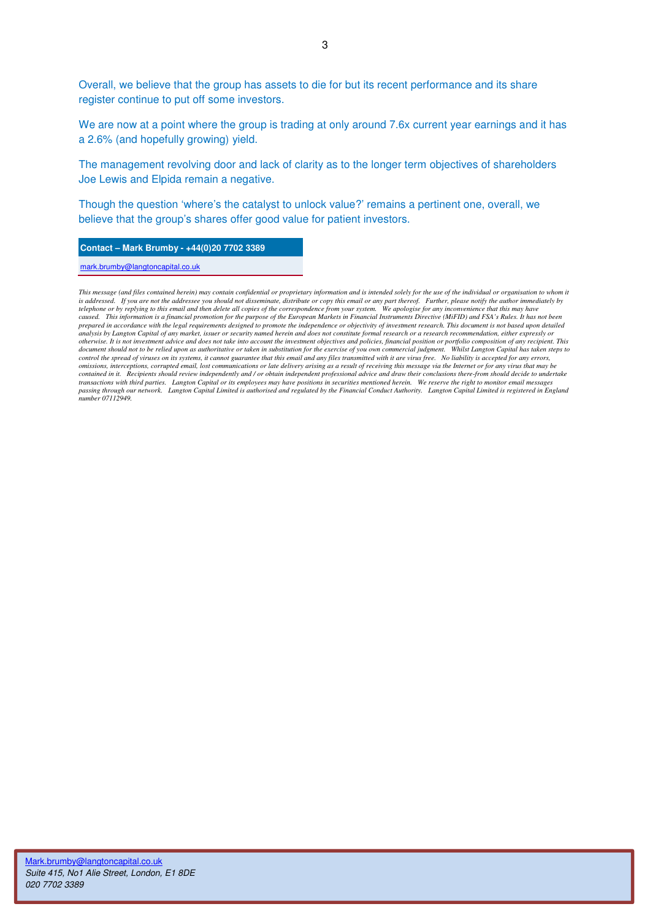Overall, we believe that the group has assets to die for but its recent performance and its share register continue to put off some investors.

We are now at a point where the group is trading at only around 7.6x current year earnings and it has a 2.6% (and hopefully growing) yield.

The management revolving door and lack of clarity as to the longer term objectives of shareholders Joe Lewis and Elpida remain a negative.

Though the question 'where's the catalyst to unlock value?' remains a pertinent one, overall, we believe that the group's shares offer good value for patient investors.

**Contact – Mark Brumby - +44(0)20 7702 3389**

mark.brumby@langtoncapital.co.uk

*This message (and files contained herein) may contain confidential or proprietary information and is intended solely for the use of the individual or organisation to whom it is addressed. If you are not the addressee you should not disseminate, distribute or copy this email or any part thereof. Further, please notify the author immediately by telephone or by replying to this email and then delete all copies of the correspondence from your system. We apologise for any inconvenience that this may have caused. This information is a financial promotion for the purpose of the European Markets in Financial Instruments Directive (MiFID) and FSA's Rules. It has not been prepared in accordance with the legal requirements designed to promote the independence or objectivity of investment research. This document is not based upon detailed analysis by Langton Capital of any market, issuer or security named herein and does not constitute formal research or a research recommendation, either expressly or otherwise. It is not investment advice and does not take into account the investment objectives and policies, financial position or portfolio composition of any recipient. This document should not to be relied upon as authoritative or taken in substitution for the exercise of you own commercial judgment. Whilst Langton Capital has taken steps to control the spread of viruses on its systems, it cannot guarantee that this email and any files transmitted with it are virus free. No liability is accepted for any errors, omissions, interceptions, corrupted email, lost communications or late delivery arising as a result of receiving this message via the Internet or for any virus that may be contained in it. Recipients should review independently and / or obtain independent professional advice and draw their conclusions there-from should decide to undertake transactions with third parties. Langton Capital or its employees may have positions in securities mentioned herein. We reserve the right to monitor email messages passing through our network. Langton Capital Limited is authorised and regulated by the Financial Conduct Authority. Langton Capital Limited is registered in England number 07112949.*

Mark.brumby@langtoncapital.co.uk
*Suite 415, No1 Alie Street, London, E1 8DE*
*020 7702 3389*